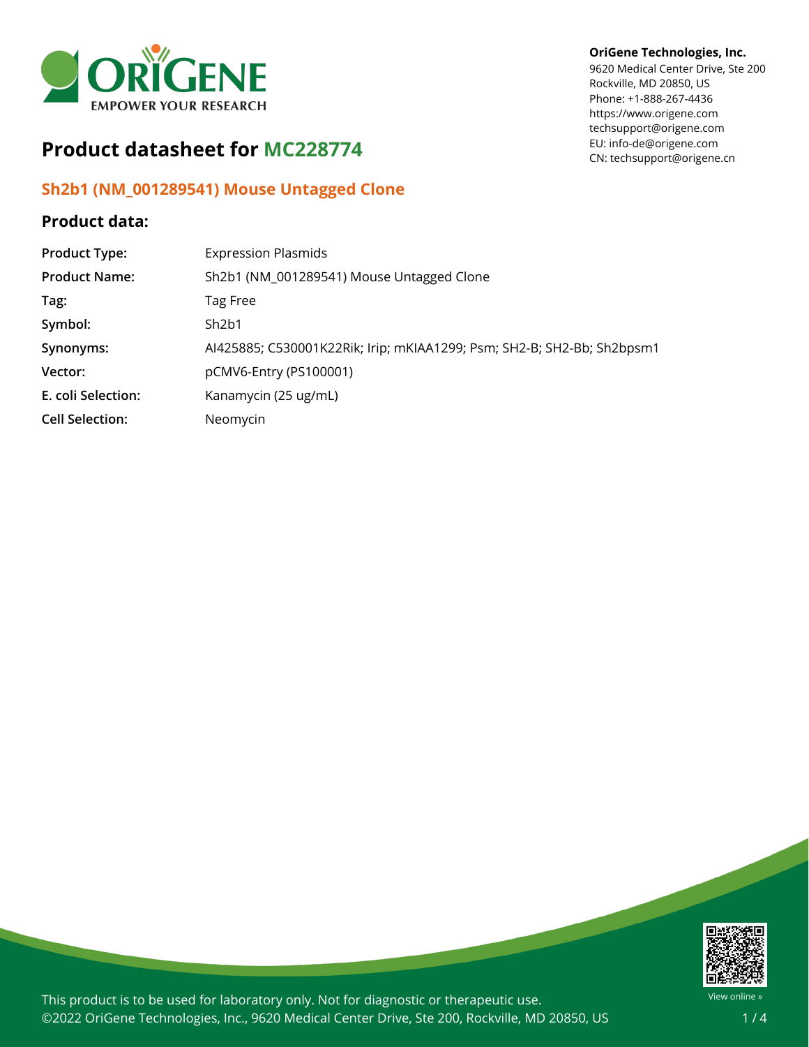OriGene Technologies, Inc.
9620 Medical Center Drive, Ste 200
Rockville, MD 20850, US
Phone: +1-888-267-4436
https://www.origene.com
techsupport@origene.com
EU: info-de@origene.com
CN: techsupport@origene.cn

# Product datasheet for MC228774

## Sh2b1 (NM_001289541) Mouse Untagged Clone

### Product data:

| | |
|---|---|
| **Product Type:** | Expression Plasmids |
| **Product Name:** | Sh2b1 (NM_001289541) Mouse Untagged Clone |
| **Tag:** | Tag Free |
| **Symbol:** | Sh2b1 |
| **Synonyms:** | AI425885; C530001K22Rik; Irip; mKIAA1299; Psm; SH2-B; SH2-Bb; Sh2bpsm1 |
| **Vector:** | pCMV6-Entry (PS100001) |
| **E. coli Selection:** | Kanamycin (25 ug/mL) |
| **Cell Selection:** | Neomycin |

This product is to be used for laboratory only. Not for diagnostic or therapeutic use.
©2022 OriGene Technologies, Inc., 9620 Medical Center Drive, Ste 200, Rockville, MD 20850, US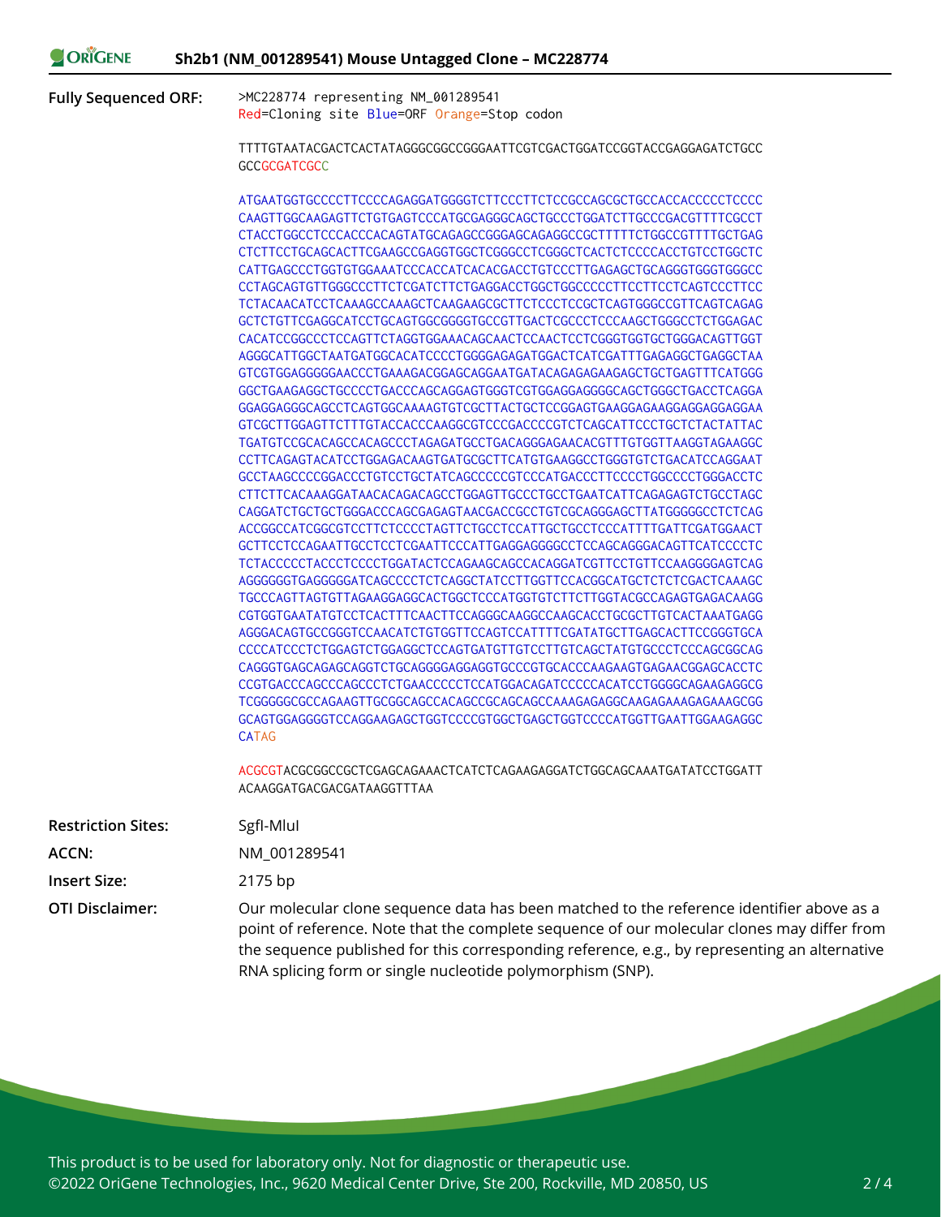## Sh2b1 (NM_001289541) Mouse Untagged Clone – MC228774

**Fully Sequenced ORF:**

```
>MC228774 representing NM_001289541
Red=Cloning site Blue=ORF Orange=Stop codon

TTTTGTAATACGACTCACTATAGGGCGGCCGGGAATTCGTCGACTGGATCCGGTACCGAGGAGATCTGCC
GCCGCGATCGCC

ATGAATGGTGCCCCTTCCCCAGAGGATGGGGTCTTCCCTTCTCCGCCAGCGCTGCCACCACCCCCTCCCC
CAAGTTGGCAAGAGTTCTGTGAGTCCCATGCGAGGGCAGCTGCCCTGGATCTTGCCCGACGTTTTCGCCT
CTACCTGGCCTCCCACCCACAGTATGCAGAGCCGGGAGCAGAGGCCGCTTTTTCTGGCCGTTTTGCTGAG
CTCTTCCTGCAGCACTTCGAAGCCGAGGTGGCTCGGGCCTCGGGCTCACTCTCCCCACCTGTCCTGGCTC
CATTGAGCCCTGGTGTGGAAATCCCACCATCACACGACCTGTCCCTTGAGAGCTGCAGGGTGGGTGGGCC
CCTAGCAGTGTTGGGCCCTTCTCGATCTTCTGAGGACCTGGCTGGCCCCCTTCCTTCCTCAGTCCCTTCC
TCTACAACATCCTCAAAGCCAAAGCTCAAGAAGCGCTTCTCCCTCCGCTCAGTGGGCCGTTCAGTCAGAG
GCTCTGTTCGAGGCATCCTGCAGTGGCGGGGTGCCGTTGACTCGCCCTCCCAAGCTGGGCCTCTGGAGAC
CACATCCGGCCCTCCAGTTCTAGGTGGAAACAGCAACTCCAACTCCTCGGGTGGTGCTGGGACAGTTGGT
AGGGCATTGGCTAATGATGGCACATCCCCTGGGGAGAGATGGACTCATCGATTTGAGAGGCTGAGGCTAA
GTCGTGGAGGGGGAACCCTGAAAGACGGAGCAGGAATGATACAGAGAGAAGAGCTGCTGAGTTTCATGGG
GGCTGAAGAGGCTGCCCCTGACCCAGCAGGAGTGGGTCGTGGAGGAGGGGCAGCTGGGCTGACCTCAGGA
GGAGGAGGGCAGCCTCAGTGGCAAAAGTGTCGCTTACTGCTCCGGAGTGAAGGAGAAGGAGGAGGAGGAA
GTCGCTTGGAGTTCTTTGTACCACCCAAGGCGTCCCGACCCCGTCTCAGCATTCCCTGCTCTACTATTAC
TGATGTCCGCACAGCCACAGCCCTAGAGATGCCTGACAGGGAGAACACGTTTGTGGTTAAGGTAGAAGGC
CCTTCAGAGTACATCCTGGAGACAAGTGATGCGCTTCATGTGAAGGCCTGGGTGTCTGACATCCAGGAAT
GCCTAAGCCCCGGACCCTGTCCTGCTATCAGCCCCCGTCCCATGACCCTTCCCCTGGCCCCTGGGACCTC
CTTCTTCACAAAGGATAACACAGACAGCCTGGAGTTGCCCTGCCTGAATCATTCAGAGAGTCTGCCTAGC
CAGGATCTGCTGCTGGGACCCAGCGAGAGTAACGACCGCCTGTCGCAGGGAGCTTATGGGGGCCTCTCAG
ACCGGCCATCGGCGTCCTTCTCCCCTAGTTCTGCCTCCATTGCTGCCTCCCATTTTGATTCGATGGAACT
GCTTCCTCCAGAATTGCCTCCTCGAATTCCCATTGAGGAGGGGCCTCCAGCAGGGACAGTTCATCCCCTC
TCTACCCCCTACCCTCCCCTGGATACTCCAGAAGCAGCCACAGGATCGTTCCTGTTCCAAGGGGAGTCAG
AGGGGGGTGAGGGGGATCAGCCCCTCTCAGGCTATCCTTGGTTCCACGGCATGCTCTCTCGACTCAAAGC
TGCCCAGTTAGTGTTAGAAGGAGGCACTGGCTCCCATGGTGTCTTCTTGGTACGCCAGAGTGAGACAAGG
CGTGGTGAATATGTCCTCACTTTCAACTTCCAGGGCAAGGCCAAGCACCTGCGCTTGTCACTAAATGAGG
AGGGACAGTGCCGGGTCCAACATCTGTGGTTCCAGTCCATTTTCGATATGCTTGAGCACTTCCGGGTGCA
CCCCATCCCTCTGGAGTCTGGAGGCTCCAGTGATGTTGTCCTTGTCAGCTATGTGCCCTCCCAGCGGCAG
CAGGGTGAGCAGAGCAGGTCTGCAGGGGAGGAGGTGCCCGTGCACCCAAGAAGTGAGAACGGAGCACCTC
CCGTGACCCAGCCCAGCCCTCTGAACCCCCTCCATGGACAGATCCCCCACATCCTGGGGCAGAAGAGGCG
TCGGGGGGCGCCAGAAGTTGCGGCAGCCACAGCCGCAGCAGCCAAAGAGAGGCAAGAGAAAGAGAAAGCGG
GCAGTGGAGGGGTCCAGGAAGAGCTGGTCCCCGTGGCTGAGCTGGTCCCCATGGTTGAATTGGAAGAGGC
CATAG

ACGCGTACGCGGCCGCTCGAGCAGAAACTCATCTCAGAAGAGGATCTGGCAGCAAATGATATCCTGGATT
ACAAGGATGACGACGATAAGGTTTAA
```

**Restriction Sites:** SgfI-MluI

**ACCN:** NM_001289541

**Insert Size:** 2175 bp

**OTI Disclaimer:** Our molecular clone sequence data has been matched to the reference identifier above as a point of reference. Note that the complete sequence of our molecular clones may differ from the sequence published for this corresponding reference, e.g., by representing an alternative RNA splicing form or single nucleotide polymorphism (SNP).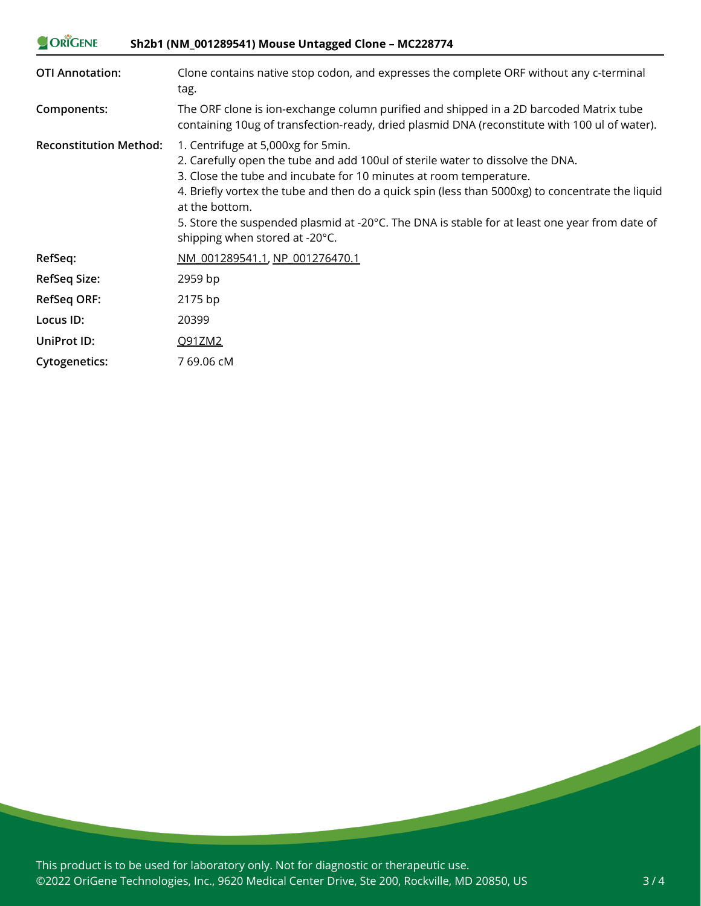| | |
|---|---|
| **OTI Annotation:** | Clone contains native stop codon, and expresses the complete ORF without any c-terminal tag. |
| **Components:** | The ORF clone is ion-exchange column purified and shipped in a 2D barcoded Matrix tube containing 10ug of transfection-ready, dried plasmid DNA (reconstitute with 100 ul of water). |
| **Reconstitution Method:** | 1. Centrifuge at 5,000xg for 5min.<br>2. Carefully open the tube and add 100ul of sterile water to dissolve the DNA.<br>3. Close the tube and incubate for 10 minutes at room temperature.<br>4. Briefly vortex the tube and then do a quick spin (less than 5000xg) to concentrate the liquid at the bottom.<br>5. Store the suspended plasmid at -20°C. The DNA is stable for at least one year from date of shipping when stored at -20°C. |
| **RefSeq:** | NM_001289541.1, NP_001276470.1 |
| **RefSeq Size:** | 2959 bp |
| **RefSeq ORF:** | 2175 bp |
| **Locus ID:** | 20399 |
| **UniProt ID:** | Q91ZM2 |
| **Cytogenetics:** | 7 69.06 cM |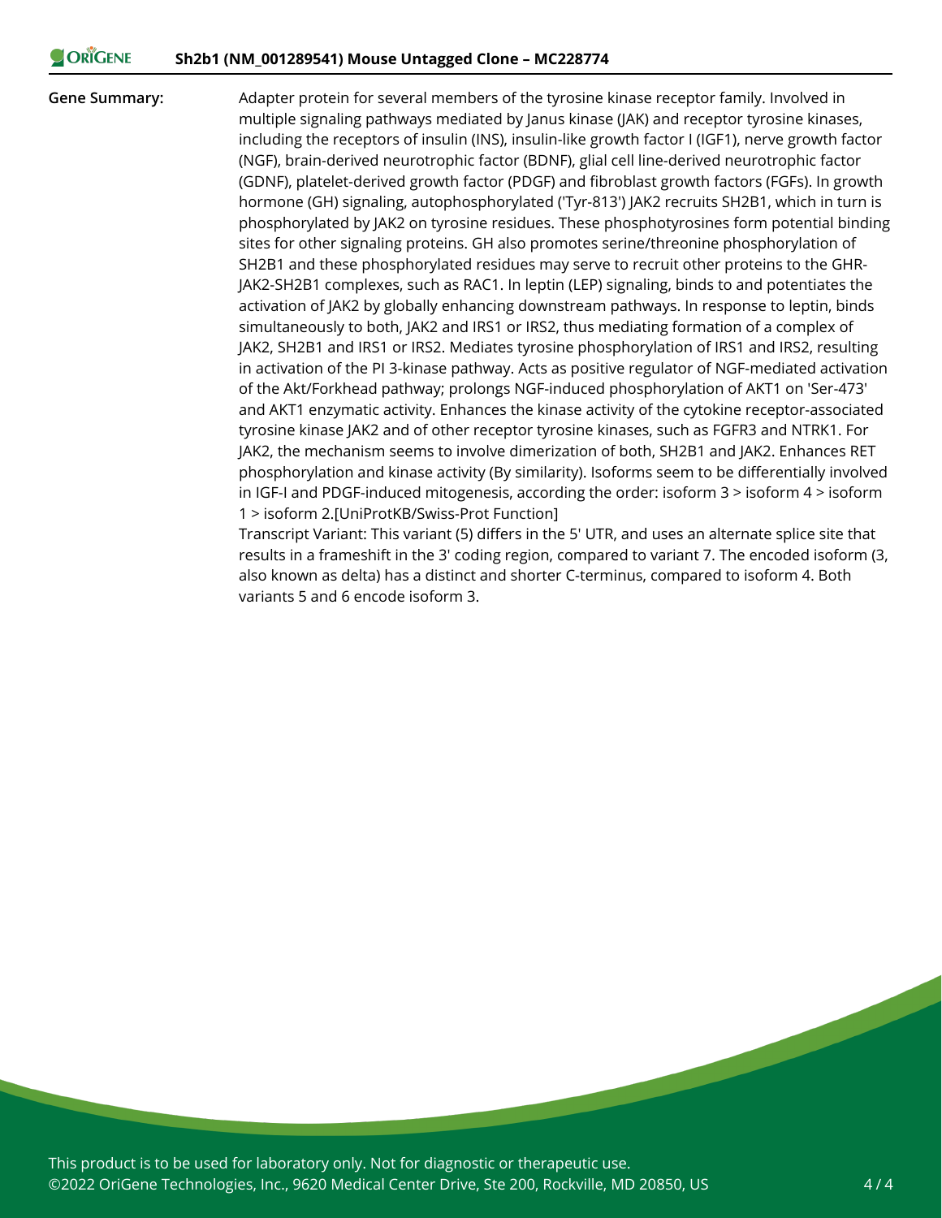**Gene Summary:**

Adapter protein for several members of the tyrosine kinase receptor family. Involved in multiple signaling pathways mediated by Janus kinase (JAK) and receptor tyrosine kinases, including the receptors of insulin (INS), insulin-like growth factor I (IGF1), nerve growth factor (NGF), brain-derived neurotrophic factor (BDNF), glial cell line-derived neurotrophic factor (GDNF), platelet-derived growth factor (PDGF) and fibroblast growth factors (FGFs). In growth hormone (GH) signaling, autophosphorylated ('Tyr-813') JAK2 recruits SH2B1, which in turn is phosphorylated by JAK2 on tyrosine residues. These phosphotyrosines form potential binding sites for other signaling proteins. GH also promotes serine/threonine phosphorylation of SH2B1 and these phosphorylated residues may serve to recruit other proteins to the GHR-JAK2-SH2B1 complexes, such as RAC1. In leptin (LEP) signaling, binds to and potentiates the activation of JAK2 by globally enhancing downstream pathways. In response to leptin, binds simultaneously to both, JAK2 and IRS1 or IRS2, thus mediating formation of a complex of JAK2, SH2B1 and IRS1 or IRS2. Mediates tyrosine phosphorylation of IRS1 and IRS2, resulting in activation of the PI 3-kinase pathway. Acts as positive regulator of NGF-mediated activation of the Akt/Forkhead pathway; prolongs NGF-induced phosphorylation of AKT1 on 'Ser-473' and AKT1 enzymatic activity. Enhances the kinase activity of the cytokine receptor-associated tyrosine kinase JAK2 and of other receptor tyrosine kinases, such as FGFR3 and NTRK1. For JAK2, the mechanism seems to involve dimerization of both, SH2B1 and JAK2. Enhances RET phosphorylation and kinase activity (By similarity). Isoforms seem to be differentially involved in IGF-I and PDGF-induced mitogenesis, according the order: isoform 3 > isoform 4 > isoform 1 > isoform 2.[UniProtKB/Swiss-Prot Function]

Transcript Variant: This variant (5) differs in the 5' UTR, and uses an alternate splice site that results in a frameshift in the 3' coding region, compared to variant 7. The encoded isoform (3, also known as delta) has a distinct and shorter C-terminus, compared to isoform 4. Both variants 5 and 6 encode isoform 3.